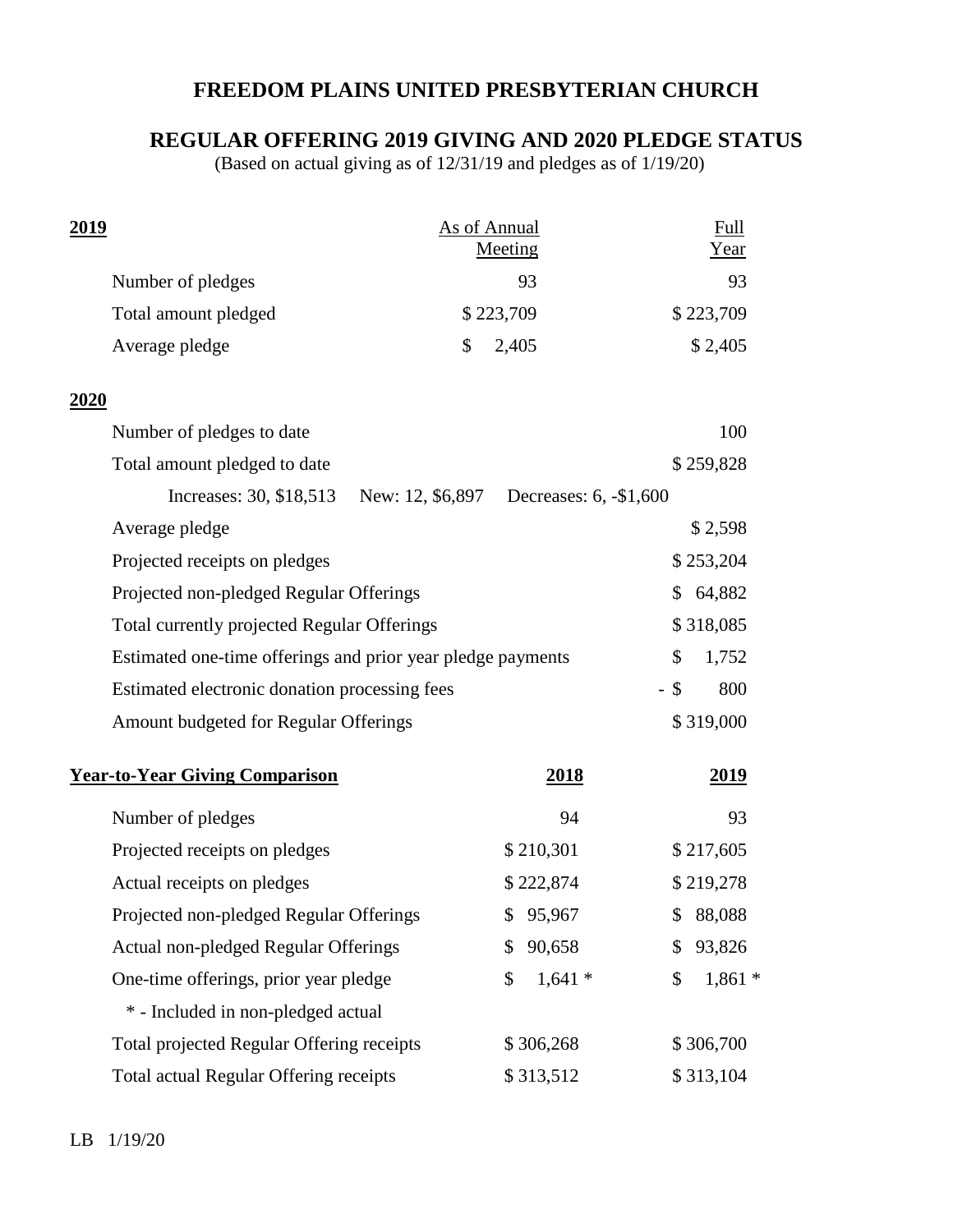# FREEDOM PLAINS UNITED PRESBYTERIAN CHURCH

## REGULAR OFFERING 2019 GIVING AND 2020 PLEDGE STATUS

(Based on actual giving as of 12/31/19 and pledges as of 1/19/20)

| **2019** | As of Annual Meeting | Full Year |
|---|---|---|
| Number of pledges | 93 | 93 |
| Total amount pledged | $ 223,709 | $ 223,709 |
| Average pledge | $ 2,405 | $ 2,405 |

**2020**

| | |
|---|---|
| Number of pledges to date | 100 |
| Total amount pledged to date | $ 259,828 |
| Increases: 30, $18,513 New: 12, $6,897 Decreases: 6, -$1,600 | |
| Average pledge | $ 2,598 |
| Projected receipts on pledges | $ 253,204 |
| Projected non-pledged Regular Offerings | $ 64,882 |
| Total currently projected Regular Offerings | $ 318,085 |
| Estimated one-time offerings and prior year pledge payments | $ 1,752 |
| Estimated electronic donation processing fees | - $ 800 |
| Amount budgeted for Regular Offerings | $ 319,000 |

| **Year-to-Year Giving Comparison** | **2018** | **2019** |
|---|---|---|
| Number of pledges | 94 | 93 |
| Projected receipts on pledges | $ 210,301 | $ 217,605 |
| Actual receipts on pledges | $ 222,874 | $ 219,278 |
| Projected non-pledged Regular Offerings | $ 95,967 | $ 88,088 |
| Actual non-pledged Regular Offerings | $ 90,658 | $ 93,826 |
| One-time offerings, prior year pledge | $ 1,641 * | $ 1,861 * |
| * - Included in non-pledged actual | | |
| Total projected Regular Offering receipts | $ 306,268 | $ 306,700 |
| Total actual Regular Offering receipts | $ 313,512 | $ 313,104 |

LB 1/19/20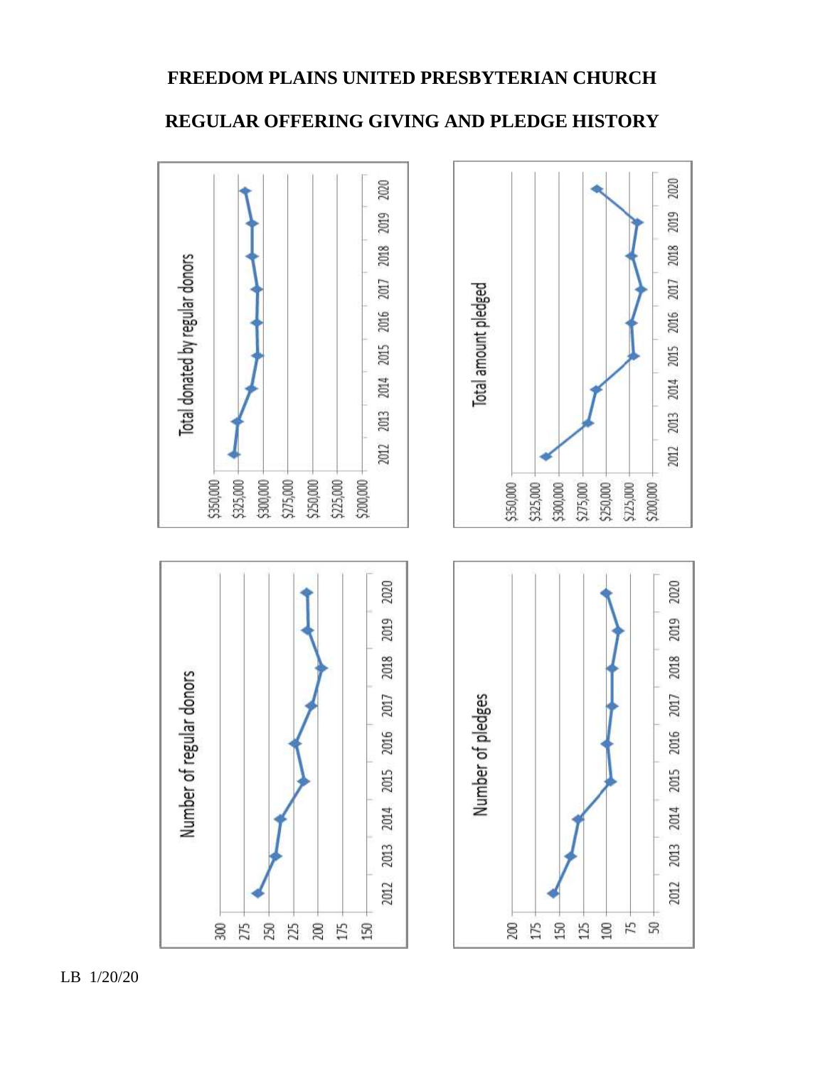# FREEDOM PLAINS UNITED PRESBYTERIAN CHURCH

## REGULAR OFFERING GIVING AND PLEDGE HISTORY

Total donated by regular donors

$350,000
$325,000
$300,000
$275,000
$250,000
$225,000
$200,000

2012 2013 2014 2015 2016 2017 2018 2019 2020

Total amount pledged

$350,000
$325,000
$300,000
$275,000
$250,000
$225,000
$200,000

2012 2013 2014 2015 2016 2017 2018 2019 2020

Number of regular donors

300
275
250
225
200
175
150

2012 2013 2014 2015 2016 2017 2018 2019 2020

Number of pledges

200
175
150
125
100
75
50

2012 2013 2014 2015 2016 2017 2018 2019 2020

LB 1/20/20